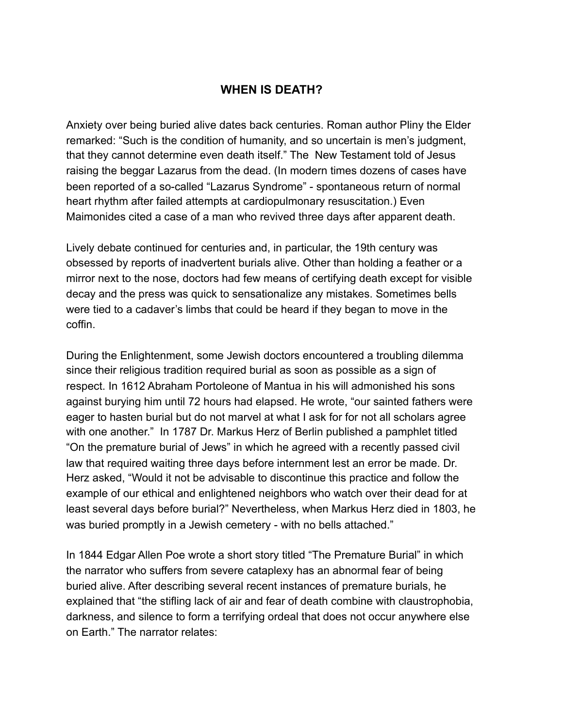# WHEN IS DEATH?

Anxiety over being buried alive dates back centuries. Roman author Pliny the Elder remarked: "Such is the condition of humanity, and so uncertain is men's judgment, that they cannot determine even death itself." The New Testament told of Jesus raising the beggar Lazarus from the dead. (In modern times dozens of cases have been reported of a so-called "Lazarus Syndrome" - spontaneous return of normal heart rhythm after failed attempts at cardiopulmonary resuscitation.) Even Maimonides cited a case of a man who revived three days after apparent death.

Lively debate continued for centuries and, in particular, the 19th century was obsessed by reports of inadvertent burials alive. Other than holding a feather or a mirror next to the nose, doctors had few means of certifying death except for visible decay and the press was quick to sensationalize any mistakes. Sometimes bells were tied to a cadaver's limbs that could be heard if they began to move in the coffin.

During the Enlightenment, some Jewish doctors encountered a troubling dilemma since their religious tradition required burial as soon as possible as a sign of respect. In 1612 Abraham Portoleone of Mantua in his will admonished his sons against burying him until 72 hours had elapsed. He wrote, "our sainted fathers were eager to hasten burial but do not marvel at what I ask for for not all scholars agree with one another." In 1787 Dr. Markus Herz of Berlin published a pamphlet titled "On the premature burial of Jews" in which he agreed with a recently passed civil law that required waiting three days before internment lest an error be made. Dr. Herz asked, "Would it not be advisable to discontinue this practice and follow the example of our ethical and enlightened neighbors who watch over their dead for at least several days before burial?" Nevertheless, when Markus Herz died in 1803, he was buried promptly in a Jewish cemetery - with no bells attached."

In 1844 Edgar Allen Poe wrote a short story titled "The Premature Burial" in which the narrator who suffers from severe cataplexy has an abnormal fear of being buried alive. After describing several recent instances of premature burials, he explained that "the stifling lack of air and fear of death combine with claustrophobia, darkness, and silence to form a terrifying ordeal that does not occur anywhere else on Earth." The narrator relates: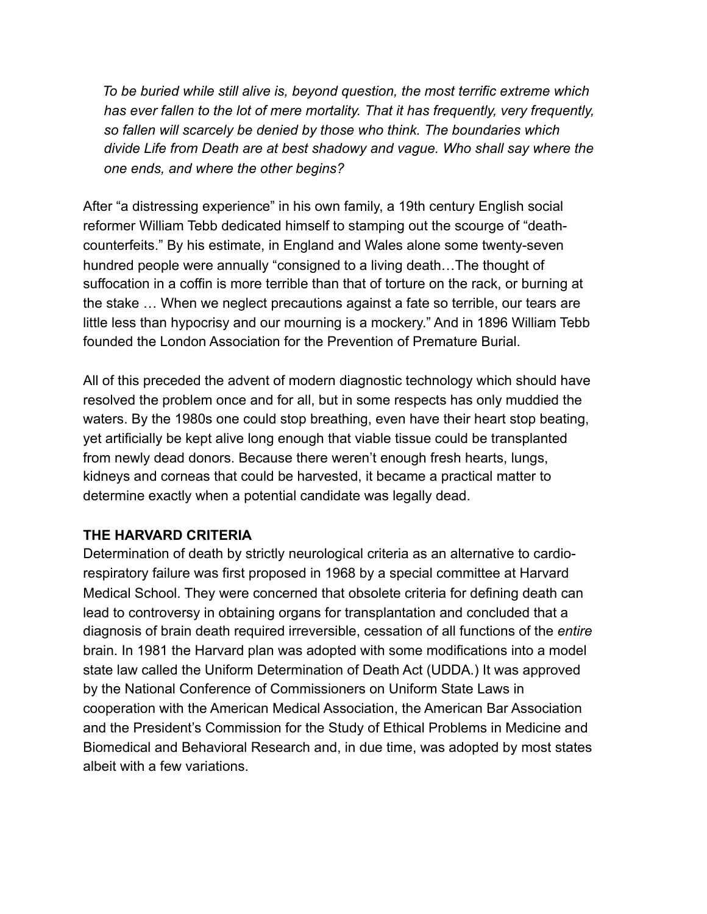> *To be buried while still alive is, beyond question, the most terrific extreme which has ever fallen to the lot of mere mortality. That it has frequently, very frequently, so fallen will scarcely be denied by those who think. The boundaries which divide Life from Death are at best shadowy and vague. Who shall say where the one ends, and where the other begins?*

After "a distressing experience" in his own family, a 19th century English social reformer William Tebb dedicated himself to stamping out the scourge of "death-counterfeits." By his estimate, in England and Wales alone some twenty-seven hundred people were annually "consigned to a living death…The thought of suffocation in a coffin is more terrible than that of torture on the rack, or burning at the stake … When we neglect precautions against a fate so terrible, our tears are little less than hypocrisy and our mourning is a mockery." And in 1896 William Tebb founded the London Association for the Prevention of Premature Burial.

All of this preceded the advent of modern diagnostic technology which should have resolved the problem once and for all, but in some respects has only muddied the waters. By the 1980s one could stop breathing, even have their heart stop beating, yet artificially be kept alive long enough that viable tissue could be transplanted from newly dead donors. Because there weren't enough fresh hearts, lungs, kidneys and corneas that could be harvested, it became a practical matter to determine exactly when a potential candidate was legally dead.

**THE HARVARD CRITERIA**

Determination of death by strictly neurological criteria as an alternative to cardio-respiratory failure was first proposed in 1968 by a special committee at Harvard Medical School. They were concerned that obsolete criteria for defining death can lead to controversy in obtaining organs for transplantation and concluded that a diagnosis of brain death required irreversible, cessation of all functions of the *entire* brain. In 1981 the Harvard plan was adopted with some modifications into a model state law called the Uniform Determination of Death Act (UDDA.) It was approved by the National Conference of Commissioners on Uniform State Laws in cooperation with the American Medical Association, the American Bar Association and the President's Commission for the Study of Ethical Problems in Medicine and Biomedical and Behavioral Research and, in due time, was adopted by most states albeit with a few variations.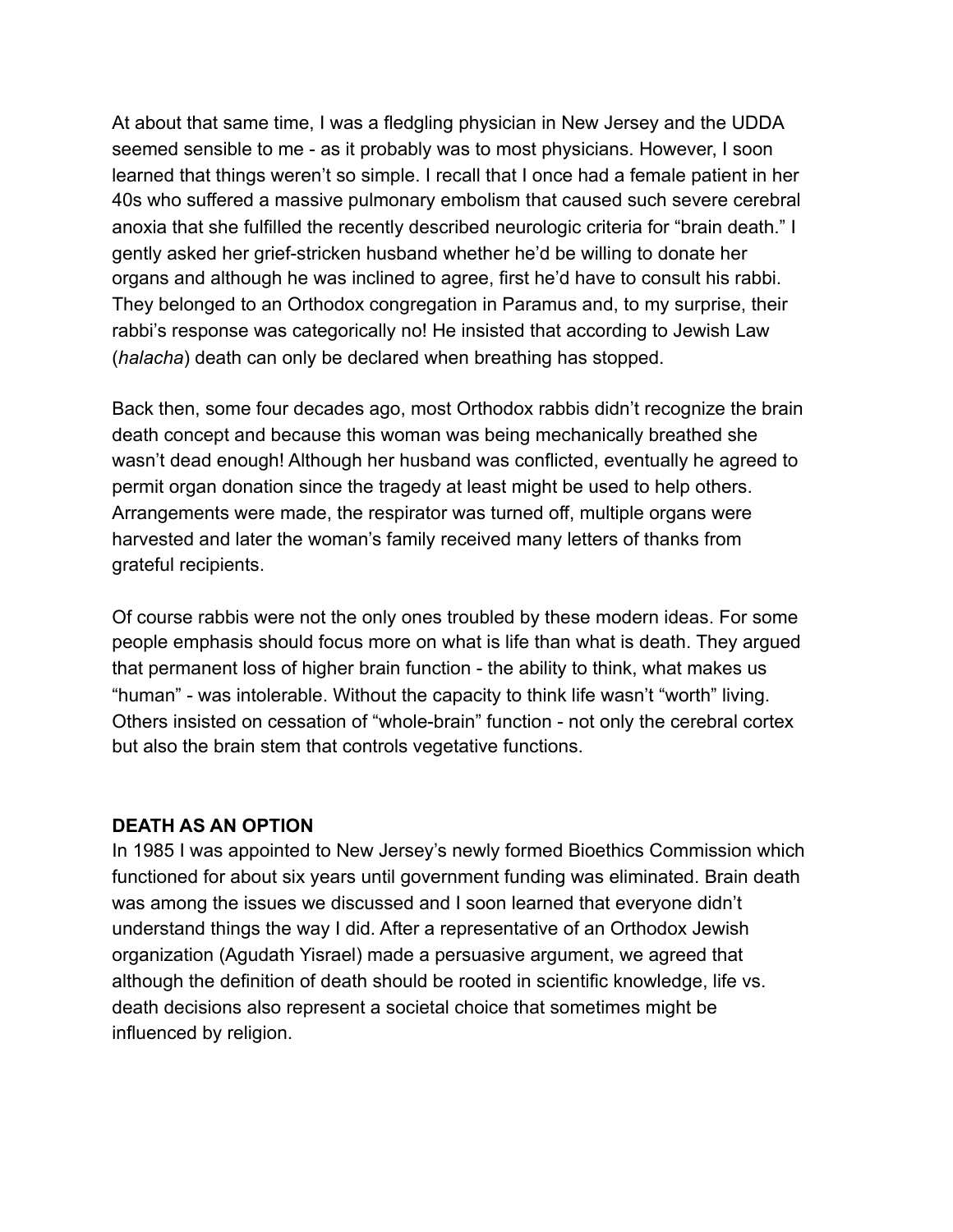At about that same time, I was a fledgling physician in New Jersey and the UDDA seemed sensible to me - as it probably was to most physicians. However, I soon learned that things weren't so simple. I recall that I once had a female patient in her 40s who suffered a massive pulmonary embolism that caused such severe cerebral anoxia that she fulfilled the recently described neurologic criteria for "brain death." I gently asked her grief-stricken husband whether he'd be willing to donate her organs and although he was inclined to agree, first he'd have to consult his rabbi. They belonged to an Orthodox congregation in Paramus and, to my surprise, their rabbi's response was categorically no! He insisted that according to Jewish Law (*halacha*) death can only be declared when breathing has stopped.

Back then, some four decades ago, most Orthodox rabbis didn't recognize the brain death concept and because this woman was being mechanically breathed she wasn't dead enough! Although her husband was conflicted, eventually he agreed to permit organ donation since the tragedy at least might be used to help others. Arrangements were made, the respirator was turned off, multiple organs were harvested and later the woman's family received many letters of thanks from grateful recipients.

Of course rabbis were not the only ones troubled by these modern ideas. For some people emphasis should focus more on what is life than what is death. They argued that permanent loss of higher brain function - the ability to think, what makes us "human" - was intolerable. Without the capacity to think life wasn't "worth" living. Others insisted on cessation of "whole-brain" function - not only the cerebral cortex but also the brain stem that controls vegetative functions.

**DEATH AS AN OPTION**

In 1985 I was appointed to New Jersey's newly formed Bioethics Commission which functioned for about six years until government funding was eliminated. Brain death was among the issues we discussed and I soon learned that everyone didn't understand things the way I did. After a representative of an Orthodox Jewish organization (Agudath Yisrael) made a persuasive argument, we agreed that although the definition of death should be rooted in scientific knowledge, life vs. death decisions also represent a societal choice that sometimes might be influenced by religion.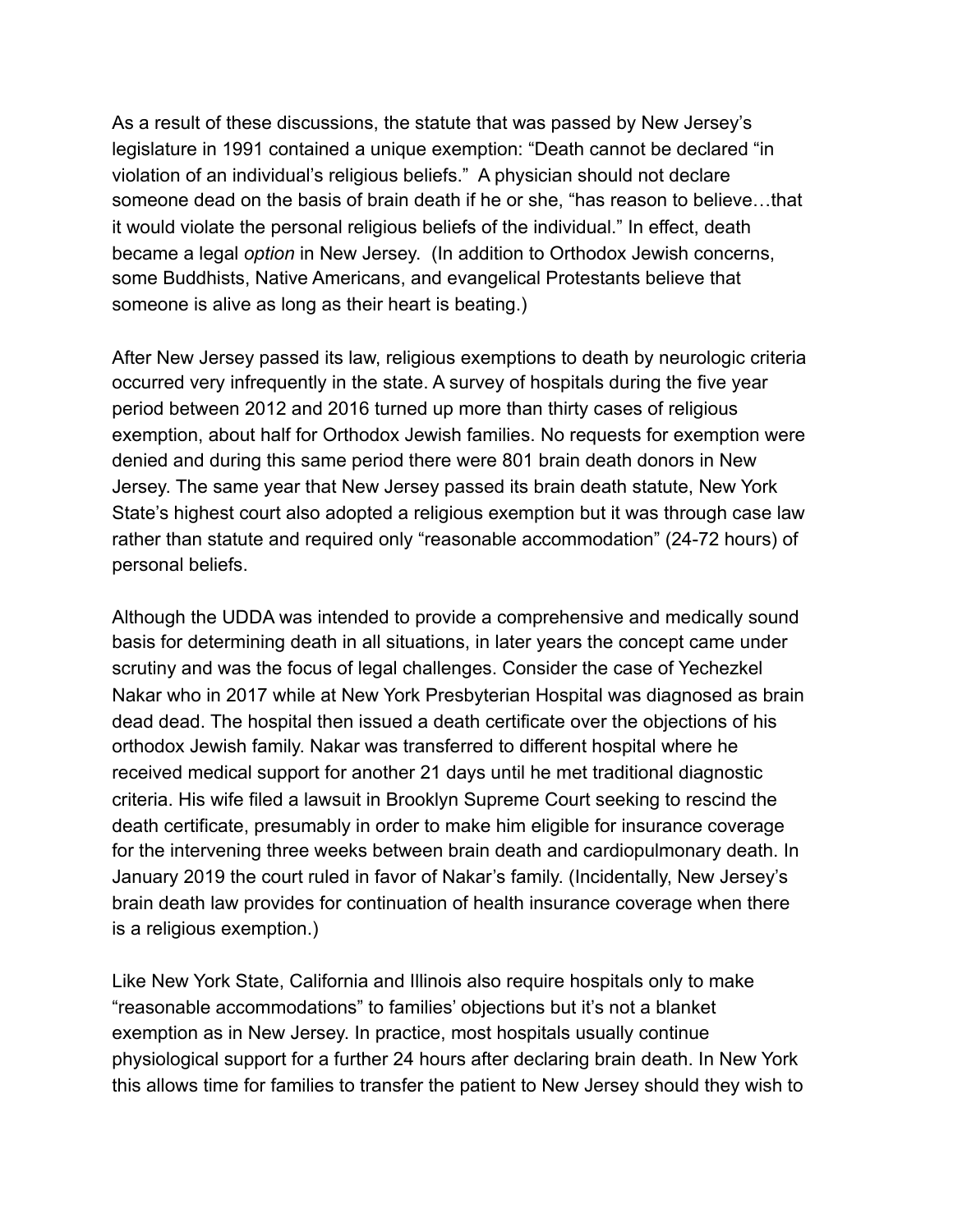As a result of these discussions, the statute that was passed by New Jersey's legislature in 1991 contained a unique exemption: "Death cannot be declared "in violation of an individual's religious beliefs." A physician should not declare someone dead on the basis of brain death if he or she, "has reason to believe…that it would violate the personal religious beliefs of the individual." In effect, death became a legal *option* in New Jersey. (In addition to Orthodox Jewish concerns, some Buddhists, Native Americans, and evangelical Protestants believe that someone is alive as long as their heart is beating.)

After New Jersey passed its law, religious exemptions to death by neurologic criteria occurred very infrequently in the state. A survey of hospitals during the five year period between 2012 and 2016 turned up more than thirty cases of religious exemption, about half for Orthodox Jewish families. No requests for exemption were denied and during this same period there were 801 brain death donors in New Jersey. The same year that New Jersey passed its brain death statute, New York State's highest court also adopted a religious exemption but it was through case law rather than statute and required only "reasonable accommodation" (24-72 hours) of personal beliefs.

Although the UDDA was intended to provide a comprehensive and medically sound basis for determining death in all situations, in later years the concept came under scrutiny and was the focus of legal challenges. Consider the case of Yechezkel Nakar who in 2017 while at New York Presbyterian Hospital was diagnosed as brain dead dead. The hospital then issued a death certificate over the objections of his orthodox Jewish family. Nakar was transferred to different hospital where he received medical support for another 21 days until he met traditional diagnostic criteria. His wife filed a lawsuit in Brooklyn Supreme Court seeking to rescind the death certificate, presumably in order to make him eligible for insurance coverage for the intervening three weeks between brain death and cardiopulmonary death. In January 2019 the court ruled in favor of Nakar's family. (Incidentally, New Jersey's brain death law provides for continuation of health insurance coverage when there is a religious exemption.)

Like New York State, California and Illinois also require hospitals only to make "reasonable accommodations" to families' objections but it's not a blanket exemption as in New Jersey. In practice, most hospitals usually continue physiological support for a further 24 hours after declaring brain death. In New York this allows time for families to transfer the patient to New Jersey should they wish to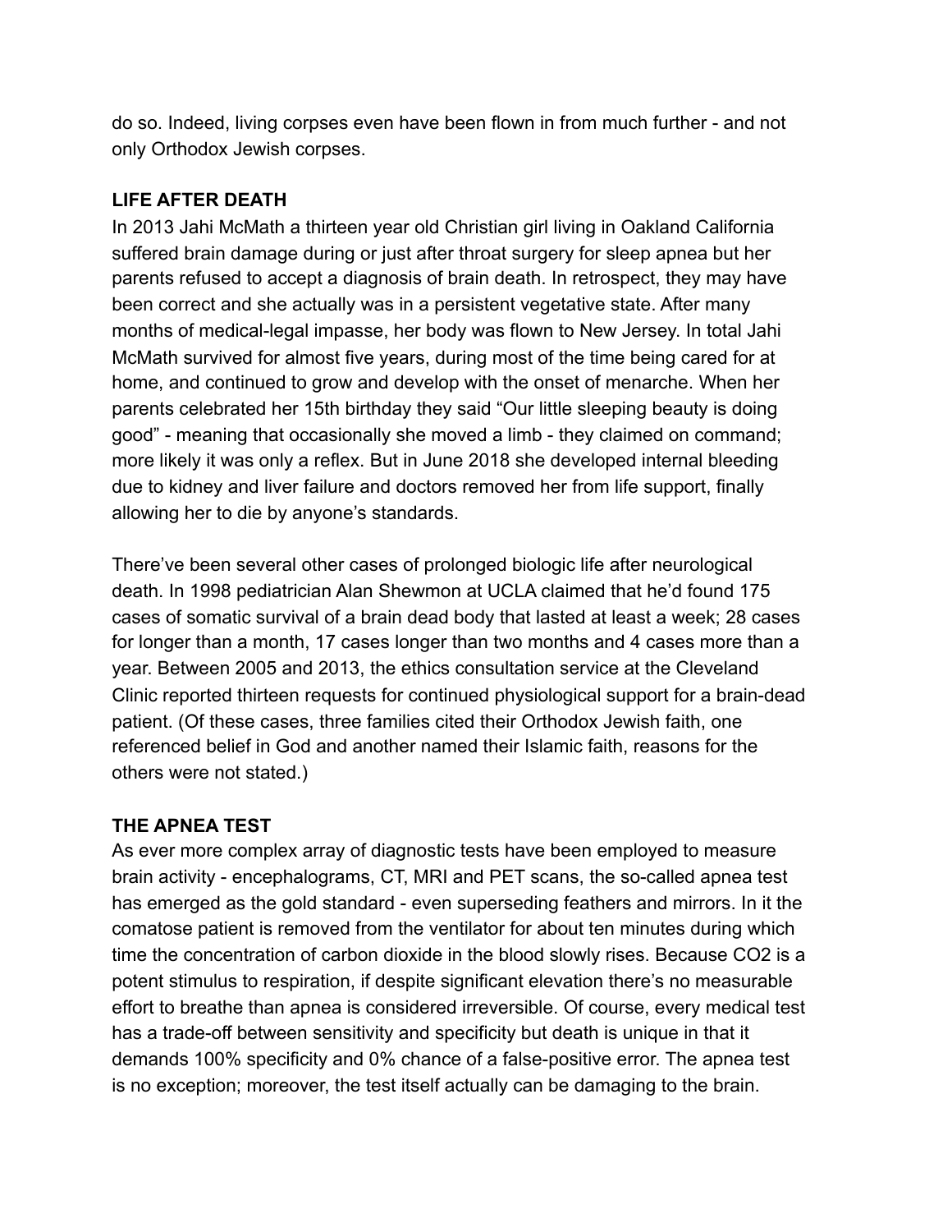do so. Indeed, living corpses even have been flown in from much further - and not only Orthodox Jewish corpses.

## LIFE AFTER DEATH

In 2013 Jahi McMath a thirteen year old Christian girl living in Oakland California suffered brain damage during or just after throat surgery for sleep apnea but her parents refused to accept a diagnosis of brain death. In retrospect, they may have been correct and she actually was in a persistent vegetative state. After many months of medical-legal impasse, her body was flown to New Jersey. In total Jahi McMath survived for almost five years, during most of the time being cared for at home, and continued to grow and develop with the onset of menarche. When her parents celebrated her 15th birthday they said "Our little sleeping beauty is doing good" - meaning that occasionally she moved a limb - they claimed on command; more likely it was only a reflex. But in June 2018 she developed internal bleeding due to kidney and liver failure and doctors removed her from life support, finally allowing her to die by anyone's standards.

There've been several other cases of prolonged biologic life after neurological death. In 1998 pediatrician Alan Shewmon at UCLA claimed that he'd found 175 cases of somatic survival of a brain dead body that lasted at least a week; 28 cases for longer than a month, 17 cases longer than two months and 4 cases more than a year. Between 2005 and 2013, the ethics consultation service at the Cleveland Clinic reported thirteen requests for continued physiological support for a brain-dead patient. (Of these cases, three families cited their Orthodox Jewish faith, one referenced belief in God and another named their Islamic faith, reasons for the others were not stated.)

## THE APNEA TEST

As ever more complex array of diagnostic tests have been employed to measure brain activity - encephalograms, CT, MRI and PET scans, the so-called apnea test has emerged as the gold standard - even superseding feathers and mirrors. In it the comatose patient is removed from the ventilator for about ten minutes during which time the concentration of carbon dioxide in the blood slowly rises. Because $CO_2$ is a potent stimulus to respiration, if despite significant elevation there's no measurable effort to breathe than apnea is considered irreversible. Of course, every medical test has a trade-off between sensitivity and specificity but death is unique in that it demands 100% specificity and 0% chance of a false-positive error. The apnea test is no exception; moreover, the test itself actually can be damaging to the brain.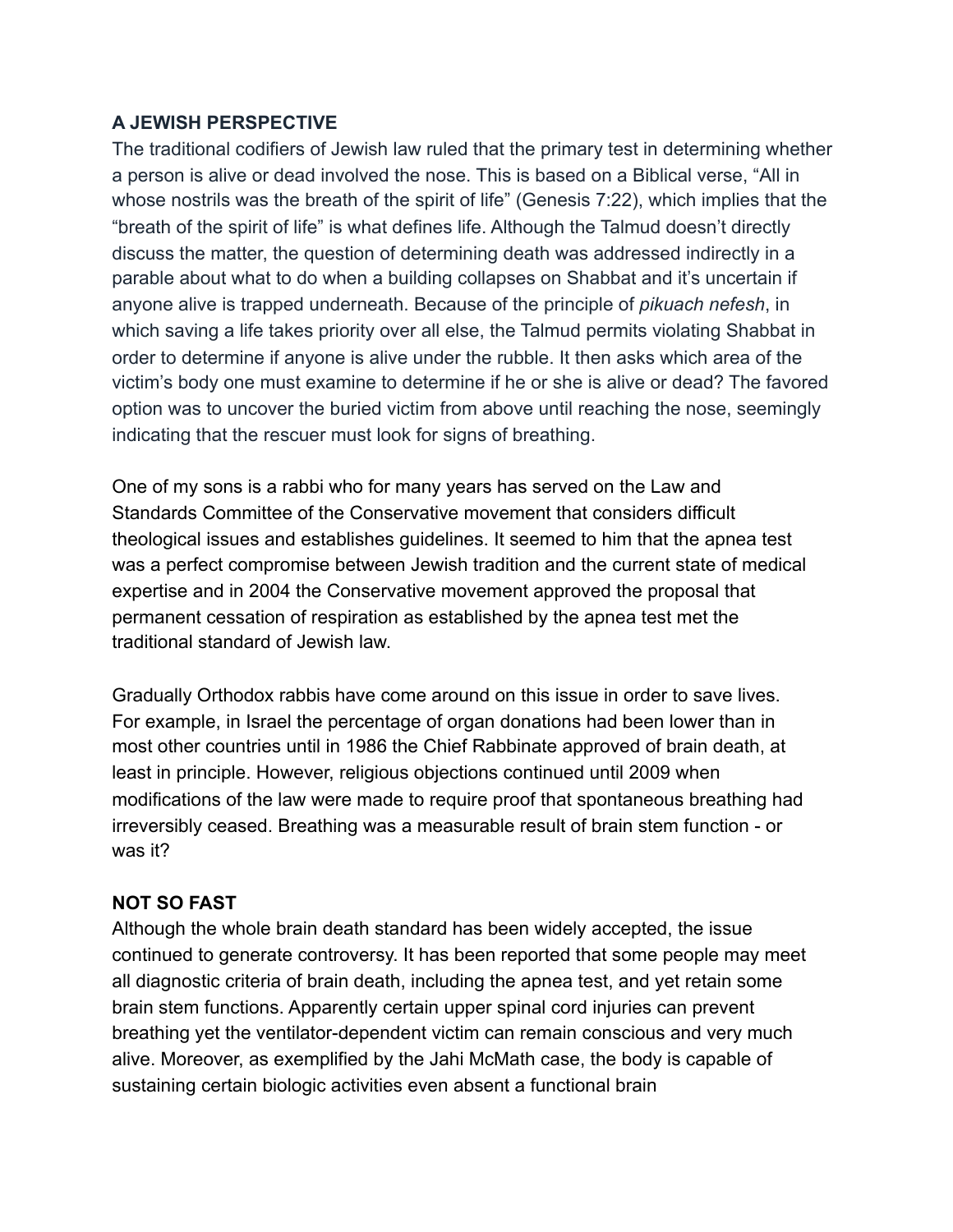**A JEWISH PERSPECTIVE**

The traditional codifiers of Jewish law ruled that the primary test in determining whether a person is alive or dead involved the nose. This is based on a Biblical verse, "All in whose nostrils was the breath of the spirit of life" (Genesis 7:22), which implies that the "breath of the spirit of life" is what defines life. Although the Talmud doesn't directly discuss the matter, the question of determining death was addressed indirectly in a parable about what to do when a building collapses on Shabbat and it's uncertain if anyone alive is trapped underneath. Because of the principle of *pikuach nefesh*, in which saving a life takes priority over all else, the Talmud permits violating Shabbat in order to determine if anyone is alive under the rubble. It then asks which area of the victim's body one must examine to determine if he or she is alive or dead? The favored option was to uncover the buried victim from above until reaching the nose, seemingly indicating that the rescuer must look for signs of breathing.

One of my sons is a rabbi who for many years has served on the Law and Standards Committee of the Conservative movement that considers difficult theological issues and establishes guidelines. It seemed to him that the apnea test was a perfect compromise between Jewish tradition and the current state of medical expertise and in 2004 the Conservative movement approved the proposal that permanent cessation of respiration as established by the apnea test met the traditional standard of Jewish law.

Gradually Orthodox rabbis have come around on this issue in order to save lives. For example, in Israel the percentage of organ donations had been lower than in most other countries until in 1986 the Chief Rabbinate approved of brain death, at least in principle. However, religious objections continued until 2009 when modifications of the law were made to require proof that spontaneous breathing had irreversibly ceased. Breathing was a measurable result of brain stem function - or was it?

**NOT SO FAST**

Although the whole brain death standard has been widely accepted, the issue continued to generate controversy. It has been reported that some people may meet all diagnostic criteria of brain death, including the apnea test, and yet retain some brain stem functions. Apparently certain upper spinal cord injuries can prevent breathing yet the ventilator-dependent victim can remain conscious and very much alive. Moreover, as exemplified by the Jahi McMath case, the body is capable of sustaining certain biologic activities even absent a functional brain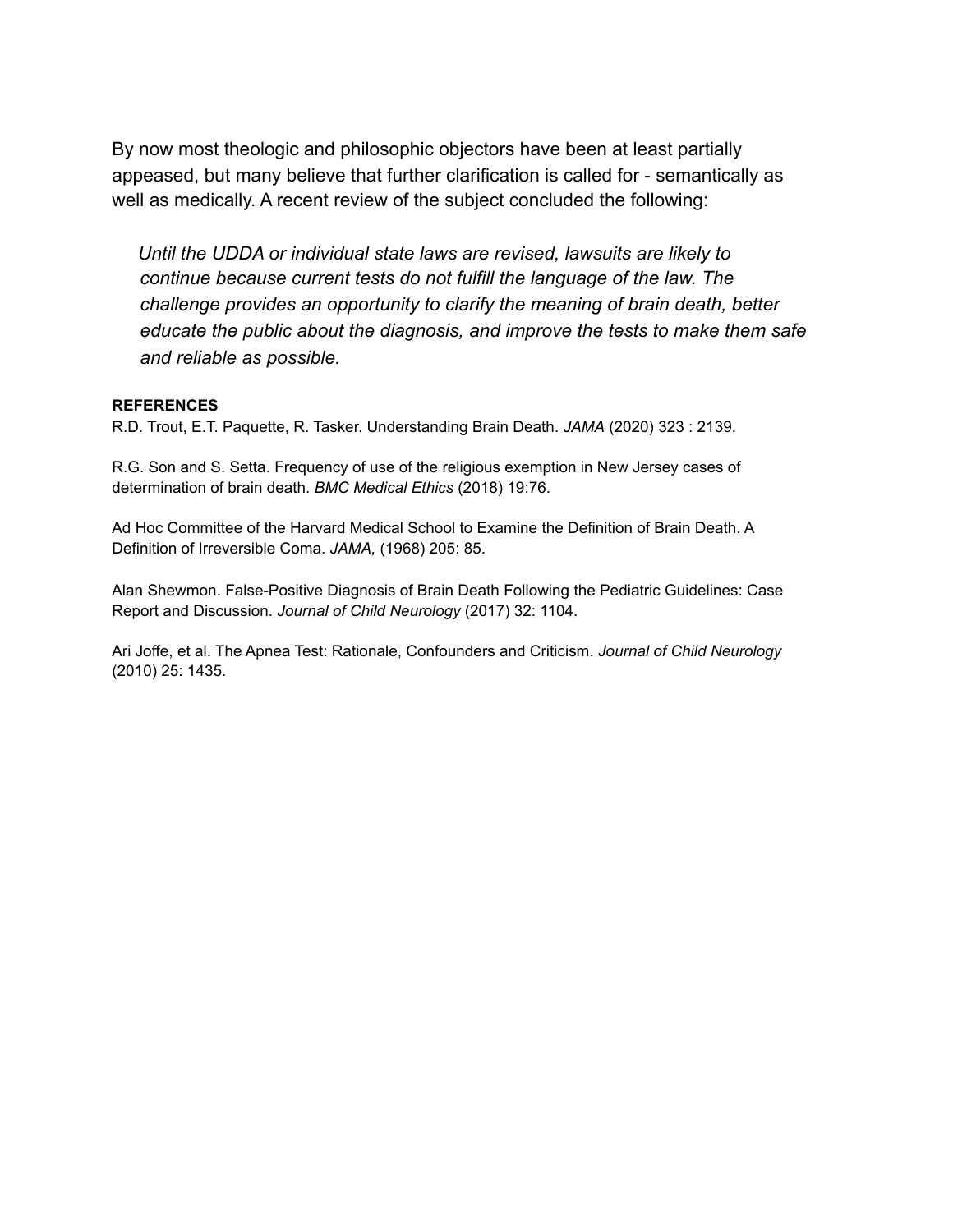By now most theologic and philosophic objectors have been at least partially appeased, but many believe that further clarification is called for - semantically as well as medically. A recent review of the subject concluded the following:

> *Until the UDDA or individual state laws are revised, lawsuits are likely to continue because current tests do not fulfill the language of the law. The challenge provides an opportunity to clarify the meaning of brain death, better educate the public about the diagnosis, and improve the tests to make them safe and reliable as possible.*

**REFERENCES**

R.D. Trout, E.T. Paquette, R. Tasker. Understanding Brain Death. *JAMA* (2020) 323 : 2139.

R.G. Son and S. Setta. Frequency of use of the religious exemption in New Jersey cases of determination of brain death. *BMC Medical Ethics* (2018) 19:76.

Ad Hoc Committee of the Harvard Medical School to Examine the Definition of Brain Death. A Definition of Irreversible Coma. *JAMA,* (1968) 205: 85.

Alan Shewmon. False-Positive Diagnosis of Brain Death Following the Pediatric Guidelines: Case Report and Discussion. *Journal of Child Neurology* (2017) 32: 1104.

Ari Joffe, et al. The Apnea Test: Rationale, Confounders and Criticism. *Journal of Child Neurology* (2010) 25: 1435.